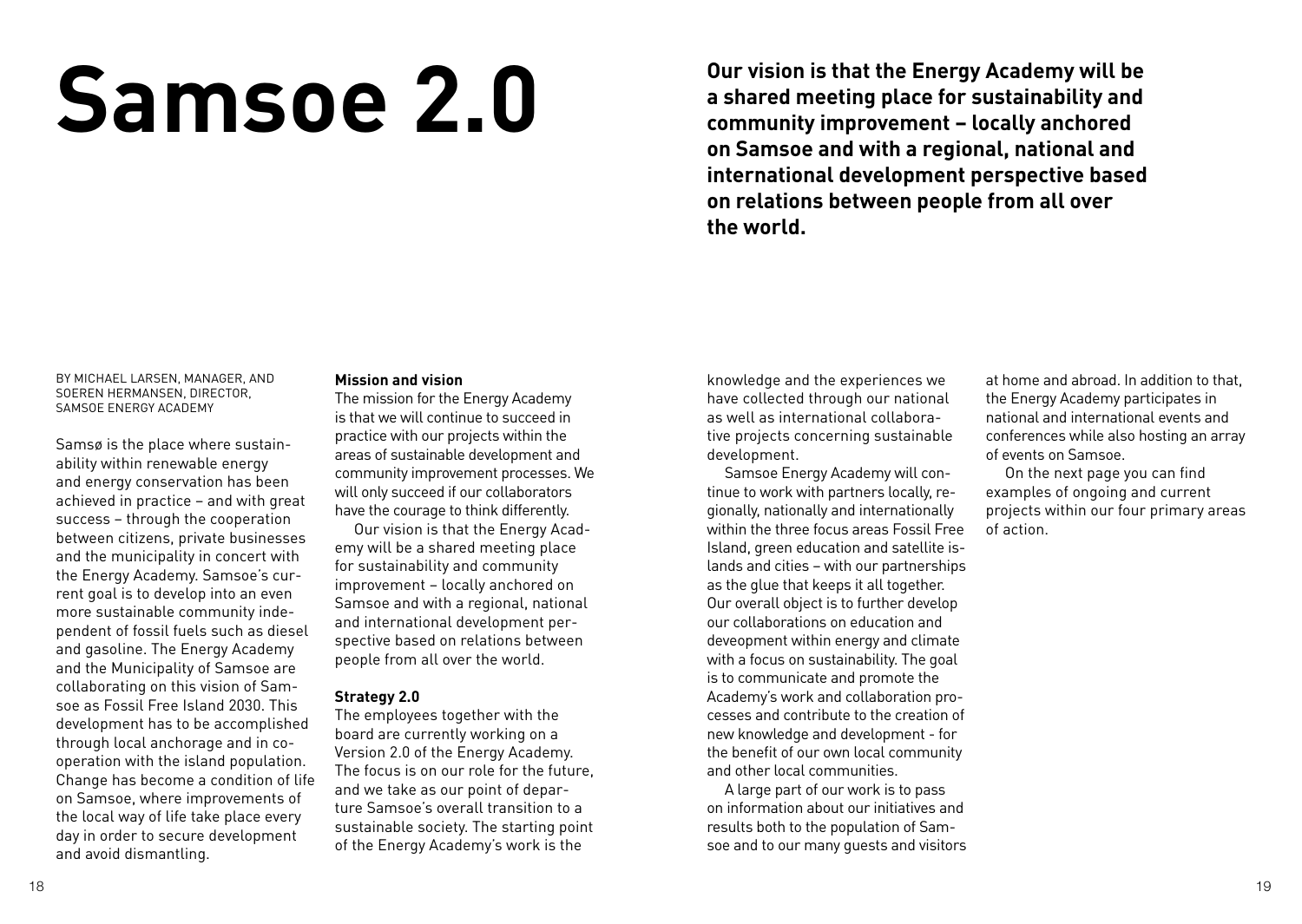# Samsoe 2.0

**Our vision is that the Energy Academy will be a shared meeting place for sustainability and community improvement – locally anchored on Samsoe and with a regional, national and international development perspective based on relations between people from all over the world.**

BY MICHAEL LARSEN, MANAGER, AND SOEREN HERMANSEN, DIRECTOR, SAMSOE ENERGY ACADEMY

Samsø is the place where sustainability within renewable energy and energy conservation has been achieved in practice – and with great success – through the cooperation between citizens, private businesses and the municipality in concert with the Energy Academy. Samsoe's current goal is to develop into an even more sustainable community independent of fossil fuels such as diesel and gasoline. The Energy Academy and the Municipality of Samsoe are collaborating on this vision of Samsoe as Fossil Free Island 2030. This development has to be accomplished through local anchorage and in cooperation with the island population. Change has become a condition of life on Samsoe, where improvements of the local way of life take place every day in order to secure development and avoid dismantling.

**Mission and vision**

The mission for the Energy Academy is that we will continue to succeed in practice with our projects within the areas of sustainable development and community improvement processes. We will only succeed if our collaborators have the courage to think differently.

Our vision is that the Energy Academy will be a shared meeting place for sustainability and community improvement – locally anchored on Samsoe and with a regional, national and international development perspective based on relations between people from all over the world.

**Strategy 2.0**

The employees together with the board are currently working on a Version 2.0 of the Energy Academy. The focus is on our role for the future, and we take as our point of departure Samsoe's overall transition to a sustainable society. The starting point of the Energy Academy's work is the knowledge and the experiences we have collected through our national as well as international collaborative projects concerning sustainable development.

Samsoe Energy Academy will continue to work with partners locally, regionally, nationally and internationally within the three focus areas Fossil Free Island, green education and satellite islands and cities – with our partnerships as the glue that keeps it all together. Our overall object is to further develop our collaborations on education and deveopment within energy and climate with a focus on sustainability. The goal is to communicate and promote the Academy's work and collaboration processes and contribute to the creation of new knowledge and development - for the benefit of our own local community and other local communities.

A large part of our work is to pass on information about our initiatives and results both to the population of Samsoe and to our many guests and visitors at home and abroad. In addition to that, the Energy Academy participates in national and international events and conferences while also hosting an array of events on Samsoe.

On the next page you can find examples of ongoing and current projects within our four primary areas of action.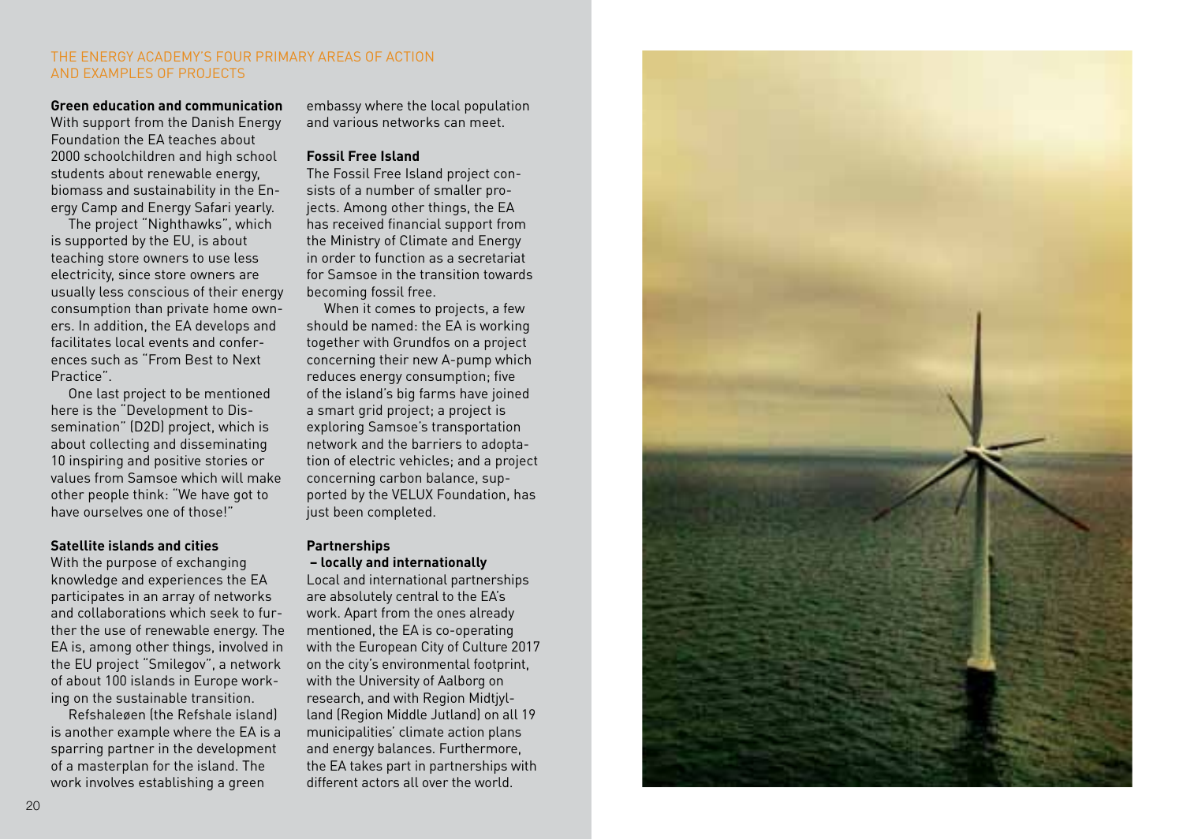THE ENERGY ACADEMY'S FOUR PRIMARY AREAS OF ACTION AND EXAMPLES OF PROJECTS

**Green education and communication**

With support from the Danish Energy Foundation the EA teaches about 2000 schoolchildren and high school students about renewable energy, biomass and sustainability in the Energy Camp and Energy Safari yearly.

The project "Nighthawks", which is supported by the EU, is about teaching store owners to use less electricity, since store owners are usually less conscious of their energy consumption than private home owners. In addition, the EA develops and facilitates local events and conferences such as "From Best to Next Practice".

One last project to be mentioned here is the "Development to Dissemination" (D2D) project, which is about collecting and disseminating 10 inspiring and positive stories or values from Samsoe which will make other people think: "We have got to have ourselves one of those!"

**Satellite islands and cities**

With the purpose of exchanging knowledge and experiences the EA participates in an array of networks and collaborations which seek to further the use of renewable energy. The EA is, among other things, involved in the EU project "Smilegov", a network of about 100 islands in Europe working on the sustainable transition.

Refshaleøen (the Refshale island) is another example where the EA is a sparring partner in the development of a masterplan for the island. The work involves establishing a green embassy where the local population and various networks can meet.

**Fossil Free Island**

The Fossil Free Island project consists of a number of smaller projects. Among other things, the EA has received financial support from the Ministry of Climate and Energy in order to function as a secretariat for Samsoe in the transition towards becoming fossil free.

When it comes to projects, a few should be named: the EA is working together with Grundfos on a project concerning their new A-pump which reduces energy consumption; five of the island's big farms have joined a smart grid project; a project is exploring Samsoe's transportation network and the barriers to adoptation of electric vehicles; and a project concerning carbon balance, supported by the VELUX Foundation, has just been completed.

**Partnerships – locally and internationally**

Local and international partnerships are absolutely central to the EA's work. Apart from the ones already mentioned, the EA is co-operating with the European City of Culture 2017 on the city's environmental footprint, with the University of Aalborg on research, and with Region Midtjylland (Region Middle Jutland) on all 19 municipalities' climate action plans and energy balances. Furthermore, the EA takes part in partnerships with different actors all over the world.